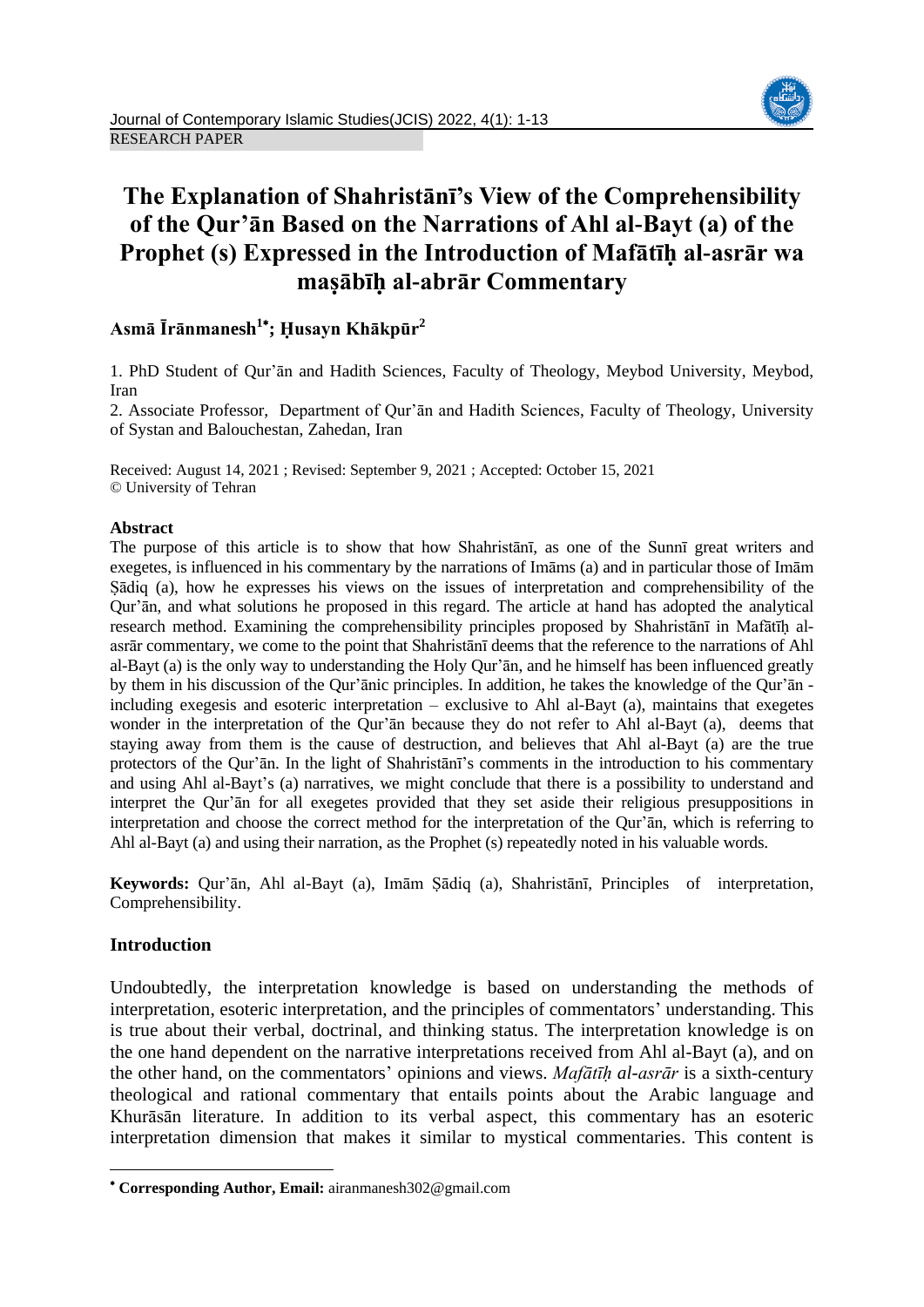RESEARCH PAPER

# The Explanation of Shahristānī's View of the Comprehensibility of the Qur'ān Based on the Narrations of Ahl al-Bayt (a) of the Prophet (s) Expressed in the Introduction of Mafātīḥ al-asrār wa maṣābīḥ al-abrār Commentary

**Asmā Īrānmanesh[1*]; Ḥusayn Khākpūr[2]**

1. PhD Student of Qur'ān and Hadith Sciences, Faculty of Theology, Meybod University, Meybod, Iran

2. Associate Professor, Department of Qur'ān and Hadith Sciences, Faculty of Theology, University of Systan and Balouchestan, Zahedan, Iran

Received: August 14, 2021 ; Revised: September 9, 2021 ; Accepted: October 15, 2021
© University of Tehran

**Abstract**

The purpose of this article is to show that how Shahristānī, as one of the Sunnī great writers and exegetes, is influenced in his commentary by the narrations of Imāms (a) and in particular those of Imām Ṣādiq (a), how he expresses his views on the issues of interpretation and comprehensibility of the Qur'ān, and what solutions he proposed in this regard. The article at hand has adopted the analytical research method. Examining the comprehensibility principles proposed by Shahristānī in Mafātīḥ al-asrār commentary, we come to the point that Shahristānī deems that the reference to the narrations of Ahl al-Bayt (a) is the only way to understanding the Holy Qur'ān, and he himself has been influenced greatly by them in his discussion of the Qur'ānic principles. In addition, he takes the knowledge of the Qur'ān - including exegesis and esoteric interpretation – exclusive to Ahl al-Bayt (a), maintains that exegetes wonder in the interpretation of the Qur'ān because they do not refer to Ahl al-Bayt (a), deems that staying away from them is the cause of destruction, and believes that Ahl al-Bayt (a) are the true protectors of the Qur'ān. In the light of Shahristānī's comments in the introduction to his commentary and using Ahl al-Bayt's (a) narratives, we might conclude that there is a possibility to understand and interpret the Qur'ān for all exegetes provided that they set aside their religious presuppositions in interpretation and choose the correct method for the interpretation of the Qur'ān, which is referring to Ahl al-Bayt (a) and using their narration, as the Prophet (s) repeatedly noted in his valuable words.

**Keywords:** Qur'ān, Ahl al-Bayt (a), Imām Ṣādiq (a), Shahristānī, Principles of interpretation, Comprehensibility.

## Introduction

Undoubtedly, the interpretation knowledge is based on understanding the methods of interpretation, esoteric interpretation, and the principles of commentators' understanding. This is true about their verbal, doctrinal, and thinking status. The interpretation knowledge is on the one hand dependent on the narrative interpretations received from Ahl al-Bayt (a), and on the other hand, on the commentators' opinions and views. *Mafātīḥ al-asrār* is a sixth-century theological and rational commentary that entails points about the Arabic language and Khurāsān literature. In addition to its verbal aspect, this commentary has an esoteric interpretation dimension that makes it similar to mystical commentaries. This content is

* **Corresponding Author, Email:** airanmanesh302@gmail.com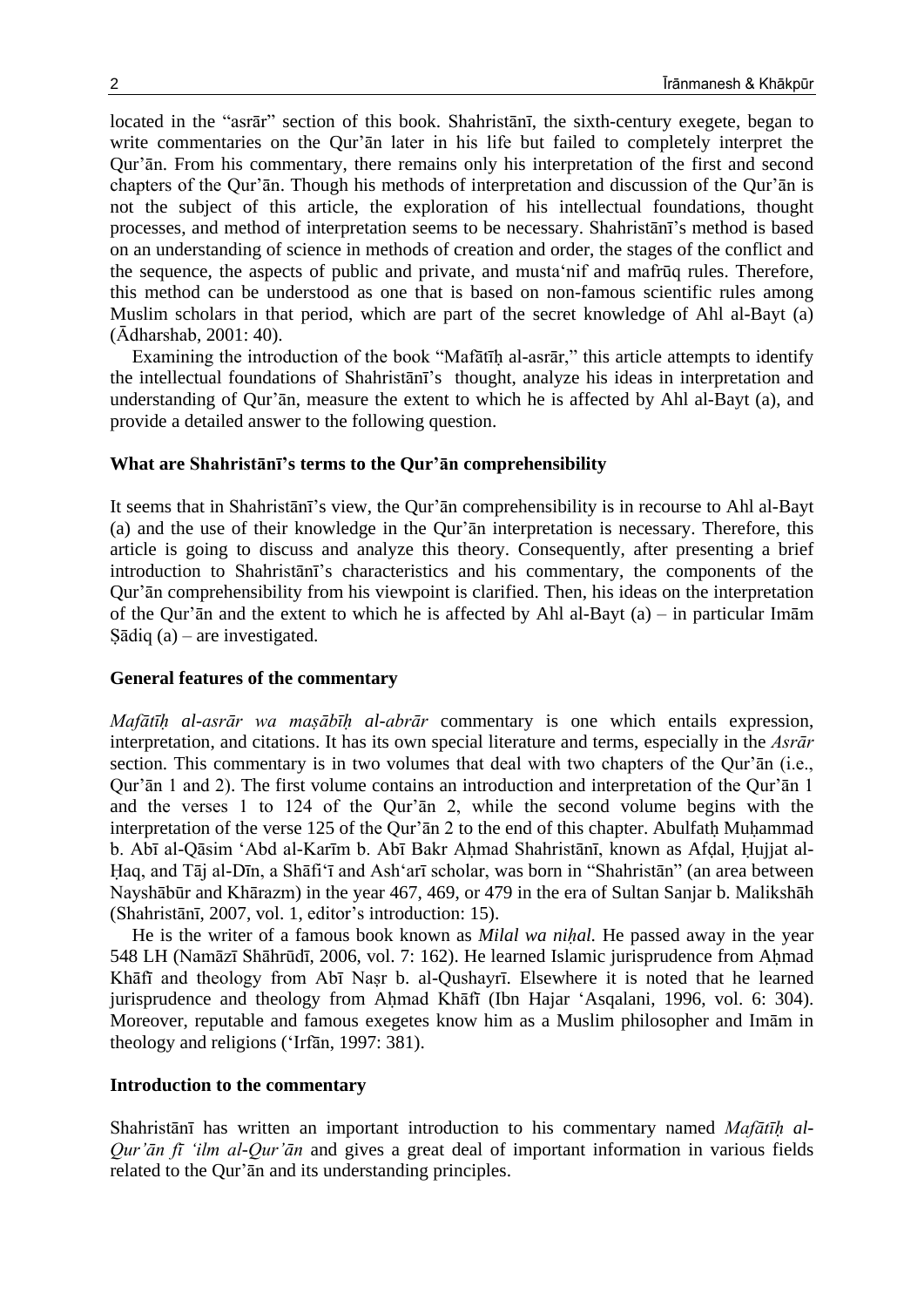located in the "asrār" section of this book. Shahristānī, the sixth-century exegete, began to write commentaries on the Qur'ān later in his life but failed to completely interpret the Qur'ān. From his commentary, there remains only his interpretation of the first and second chapters of the Qur'ān. Though his methods of interpretation and discussion of the Qur'ān is not the subject of this article, the exploration of his intellectual foundations, thought processes, and method of interpretation seems to be necessary. Shahristānī's method is based on an understanding of science in methods of creation and order, the stages of the conflict and the sequence, the aspects of public and private, and musta'nif and mafrūq rules. Therefore, this method can be understood as one that is based on non-famous scientific rules among Muslim scholars in that period, which are part of the secret knowledge of Ahl al-Bayt (a) (Ādharshab, 2001: 40).

Examining the introduction of the book "Mafātīḥ al-asrār," this article attempts to identify the intellectual foundations of Shahristānī's thought, analyze his ideas in interpretation and understanding of Qur'ān, measure the extent to which he is affected by Ahl al-Bayt (a), and provide a detailed answer to the following question.

**What are Shahristānī's terms to the Qur'ān comprehensibility**

It seems that in Shahristānī's view, the Qur'ān comprehensibility is in recourse to Ahl al-Bayt (a) and the use of their knowledge in the Qur'ān interpretation is necessary. Therefore, this article is going to discuss and analyze this theory. Consequently, after presenting a brief introduction to Shahristānī's characteristics and his commentary, the components of the Qur'ān comprehensibility from his viewpoint is clarified. Then, his ideas on the interpretation of the Qur'ān and the extent to which he is affected by Ahl al-Bayt (a) – in particular Imām Ṣādiq (a) – are investigated.

**General features of the commentary**

*Mafātīḥ al-asrār wa maṣābīḥ al-abrār* commentary is one which entails expression, interpretation, and citations. It has its own special literature and terms, especially in the *Asrār* section. This commentary is in two volumes that deal with two chapters of the Qur'ān (i.e., Qur'ān 1 and 2). The first volume contains an introduction and interpretation of the Qur'ān 1 and the verses 1 to 124 of the Qur'ān 2, while the second volume begins with the interpretation of the verse 125 of the Qur'ān 2 to the end of this chapter. Abulfatḥ Muḥammad b. Abī al-Qāsim 'Abd al-Karīm b. Abī Bakr Aḥmad Shahristānī, known as Afḍal, Ḥujjat al-Ḥaq, and Tāj al-Dīn, a Shāfi'ī and Ash'arī scholar, was born in "Shahristān" (an area between Nayshābūr and Khārazm) in the year 467, 469, or 479 in the era of Sultan Sanjar b. Malikshāh (Shahristānī, 2007, vol. 1, editor's introduction: 15).

He is the writer of a famous book known as *Milal wa niḥal.* He passed away in the year 548 LH (Namāzī Shāhrūdī, 2006, vol. 7: 162). He learned Islamic jurisprudence from Aḥmad Khāfī and theology from Abī Naṣr b. al-Qushayrī. Elsewhere it is noted that he learned jurisprudence and theology from Aḥmad Khāfī (Ibn Hajar 'Asqalani, 1996, vol. 6: 304). Moreover, reputable and famous exegetes know him as a Muslim philosopher and Imām in theology and religions ('Irfān, 1997: 381).

**Introduction to the commentary**

Shahristānī has written an important introduction to his commentary named *Mafātīḥ al-Qur'ān fī 'ilm al-Qur'ān* and gives a great deal of important information in various fields related to the Qur'ān and its understanding principles.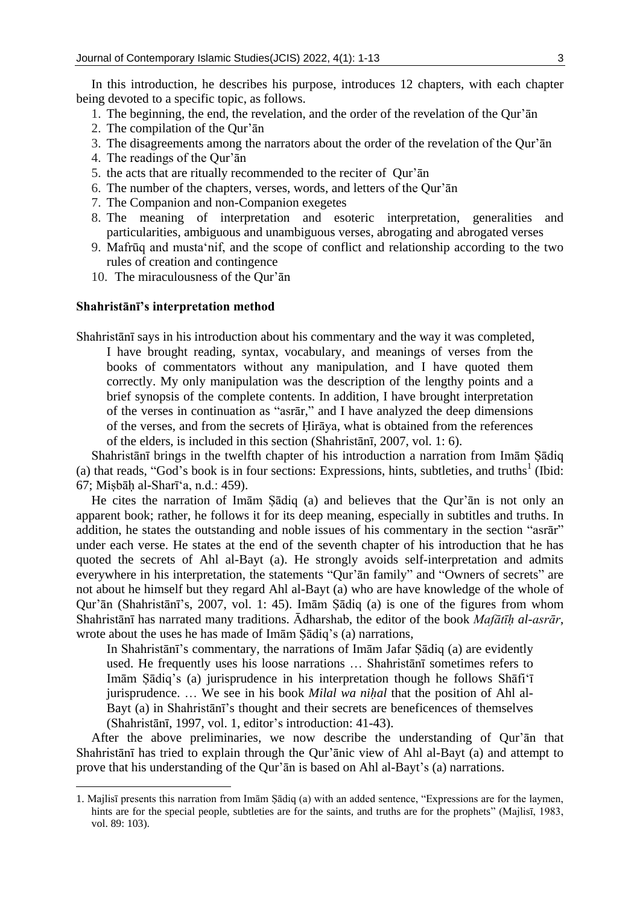In this introduction, he describes his purpose, introduces 12 chapters, with each chapter being devoted to a specific topic, as follows.

1. The beginning, the end, the revelation, and the order of the revelation of the Qur'ān
2. The compilation of the Qur'ān
3. The disagreements among the narrators about the order of the revelation of the Qur'ān
4. The readings of the Qur'ān
5. the acts that are ritually recommended to the reciter of Qur'ān
6. The number of the chapters, verses, words, and letters of the Qur'ān
7. The Companion and non-Companion exegetes
8. The meaning of interpretation and esoteric interpretation, generalities and particularities, ambiguous and unambiguous verses, abrogating and abrogated verses
9. Mafrūq and musta'nif, and the scope of conflict and relationship according to the two rules of creation and contingence
10. The miraculousness of the Qur'ān

**Shahristānī's interpretation method**

Shahristānī says in his introduction about his commentary and the way it was completed,

> I have brought reading, syntax, vocabulary, and meanings of verses from the books of commentators without any manipulation, and I have quoted them correctly. My only manipulation was the description of the lengthy points and a brief synopsis of the complete contents. In addition, I have brought interpretation of the verses in continuation as "asrār," and I have analyzed the deep dimensions of the verses, and from the secrets of Ḥirāya, what is obtained from the references of the elders, is included in this section (Shahristānī, 2007, vol. 1: 6).

Shahristānī brings in the twelfth chapter of his introduction a narration from Imām Ṣādiq (a) that reads, "God's book is in four sections: Expressions, hints, subtleties, and truths[1] (Ibid: 67; Miṣbāḥ al-Sharī'a, n.d.: 459).

He cites the narration of Imām Ṣādiq (a) and believes that the Qur'ān is not only an apparent book; rather, he follows it for its deep meaning, especially in subtitles and truths. In addition, he states the outstanding and noble issues of his commentary in the section "asrār" under each verse. He states at the end of the seventh chapter of his introduction that he has quoted the secrets of Ahl al-Bayt (a). He strongly avoids self-interpretation and admits everywhere in his interpretation, the statements "Qur'ān family" and "Owners of secrets" are not about he himself but they regard Ahl al-Bayt (a) who are have knowledge of the whole of Qur'ān (Shahristānī's, 2007, vol. 1: 45). Imām Ṣādiq (a) is one of the figures from whom Shahristānī has narrated many traditions. Ādharshab, the editor of the book *Mafātīḥ al-asrār*, wrote about the uses he has made of Imām Ṣādiq's (a) narrations,

> In Shahristānī's commentary, the narrations of Imām Jafar Ṣādiq (a) are evidently used. He frequently uses his loose narrations … Shahristānī sometimes refers to Imām Ṣādiq's (a) jurisprudence in his interpretation though he follows Shāfi'ī jurisprudence. … We see in his book *Milal wa niḥal* that the position of Ahl al-Bayt (a) in Shahristānī's thought and their secrets are beneficences of themselves (Shahristānī, 1997, vol. 1, editor's introduction: 41-43).

After the above preliminaries, we now describe the understanding of Qur'ān that Shahristānī has tried to explain through the Qur'ānic view of Ahl al-Bayt (a) and attempt to prove that his understanding of the Qur'ān is based on Ahl al-Bayt's (a) narrations.

---

1. Majlisī presents this narration from Imām Ṣādiq (a) with an added sentence, "Expressions are for the laymen, hints are for the special people, subtleties are for the saints, and truths are for the prophets" (Majlisī, 1983, vol. 89: 103).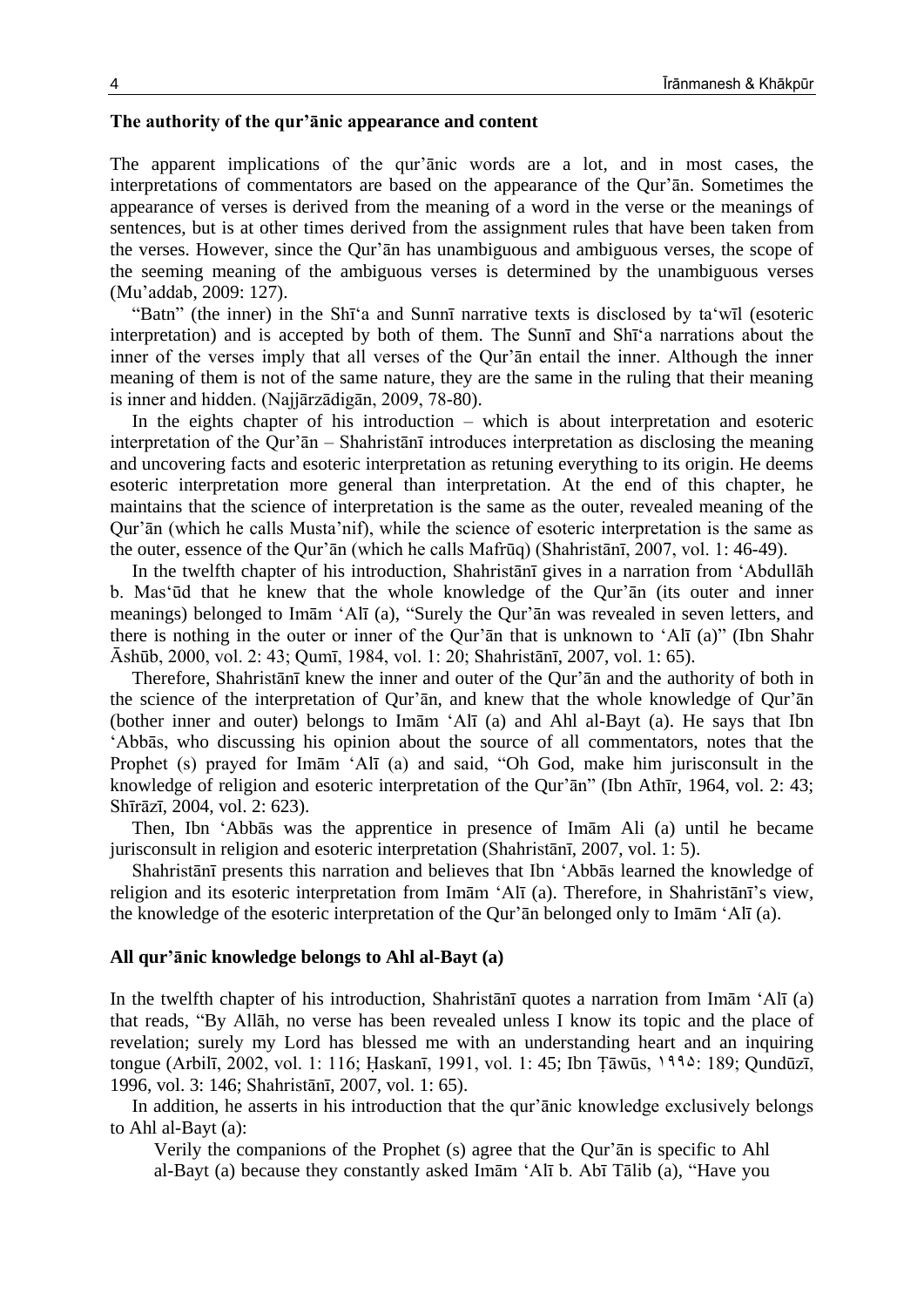**The authority of the qur'ānic appearance and content**

The apparent implications of the qur'ānic words are a lot, and in most cases, the interpretations of commentators are based on the appearance of the Qur'ān. Sometimes the appearance of verses is derived from the meaning of a word in the verse or the meanings of sentences, but is at other times derived from the assignment rules that have been taken from the verses. However, since the Qur'ān has unambiguous and ambiguous verses, the scope of the seeming meaning of the ambiguous verses is determined by the unambiguous verses (Mu'addab, 2009: 127).

"Batn" (the inner) in the Shī'a and Sunnī narrative texts is disclosed by ta'wīl (esoteric interpretation) and is accepted by both of them. The Sunnī and Shī'a narrations about the inner of the verses imply that all verses of the Qur'ān entail the inner. Although the inner meaning of them is not of the same nature, they are the same in the ruling that their meaning is inner and hidden. (Najjārzādigān, 2009, 78-80).

In the eights chapter of his introduction – which is about interpretation and esoteric interpretation of the Qur'ān – Shahristānī introduces interpretation as disclosing the meaning and uncovering facts and esoteric interpretation as retuning everything to its origin. He deems esoteric interpretation more general than interpretation. At the end of this chapter, he maintains that the science of interpretation is the same as the outer, revealed meaning of the Qur'ān (which he calls Musta'nif), while the science of esoteric interpretation is the same as the outer, essence of the Qur'ān (which he calls Mafrūq) (Shahristānī, 2007, vol. 1: 46-49).

In the twelfth chapter of his introduction, Shahristānī gives in a narration from 'Abdullāh b. Mas'ūd that he knew that the whole knowledge of the Qur'ān (its outer and inner meanings) belonged to Imām 'Alī (a), "Surely the Qur'ān was revealed in seven letters, and there is nothing in the outer or inner of the Qur'ān that is unknown to 'Alī (a)" (Ibn Shahr Āshūb, 2000, vol. 2: 43; Qumī, 1984, vol. 1: 20; Shahristānī, 2007, vol. 1: 65).

Therefore, Shahristānī knew the inner and outer of the Qur'ān and the authority of both in the science of the interpretation of Qur'ān, and knew that the whole knowledge of Qur'ān (bother inner and outer) belongs to Imām 'Alī (a) and Ahl al-Bayt (a). He says that Ibn 'Abbās, who discussing his opinion about the source of all commentators, notes that the Prophet (s) prayed for Imām 'Alī (a) and said, "Oh God, make him jurisconsult in the knowledge of religion and esoteric interpretation of the Qur'ān" (Ibn Athīr, 1964, vol. 2: 43; Shīrāzī, 2004, vol. 2: 623).

Then, Ibn 'Abbās was the apprentice in presence of Imām Ali (a) until he became jurisconsult in religion and esoteric interpretation (Shahristānī, 2007, vol. 1: 5).

Shahristānī presents this narration and believes that Ibn 'Abbās learned the knowledge of religion and its esoteric interpretation from Imām 'Alī (a). Therefore, in Shahristānī's view, the knowledge of the esoteric interpretation of the Qur'ān belonged only to Imām 'Alī (a).

**All qur'ānic knowledge belongs to Ahl al-Bayt (a)**

In the twelfth chapter of his introduction, Shahristānī quotes a narration from Imām 'Alī (a) that reads, "By Allāh, no verse has been revealed unless I know its topic and the place of revelation; surely my Lord has blessed me with an understanding heart and an inquiring tongue (Arbilī, 2002, vol. 1: 116; Ḥaskanī, 1991, vol. 1: 45; Ibn Ṭāwūs, ١٩٩٥: 189; Qundūzī, 1996, vol. 3: 146; Shahristānī, 2007, vol. 1: 65).

In addition, he asserts in his introduction that the qur'ānic knowledge exclusively belongs to Ahl al-Bayt (a):

> Verily the companions of the Prophet (s) agree that the Qur'ān is specific to Ahl al-Bayt (a) because they constantly asked Imām 'Alī b. Abī Tālib (a), "Have you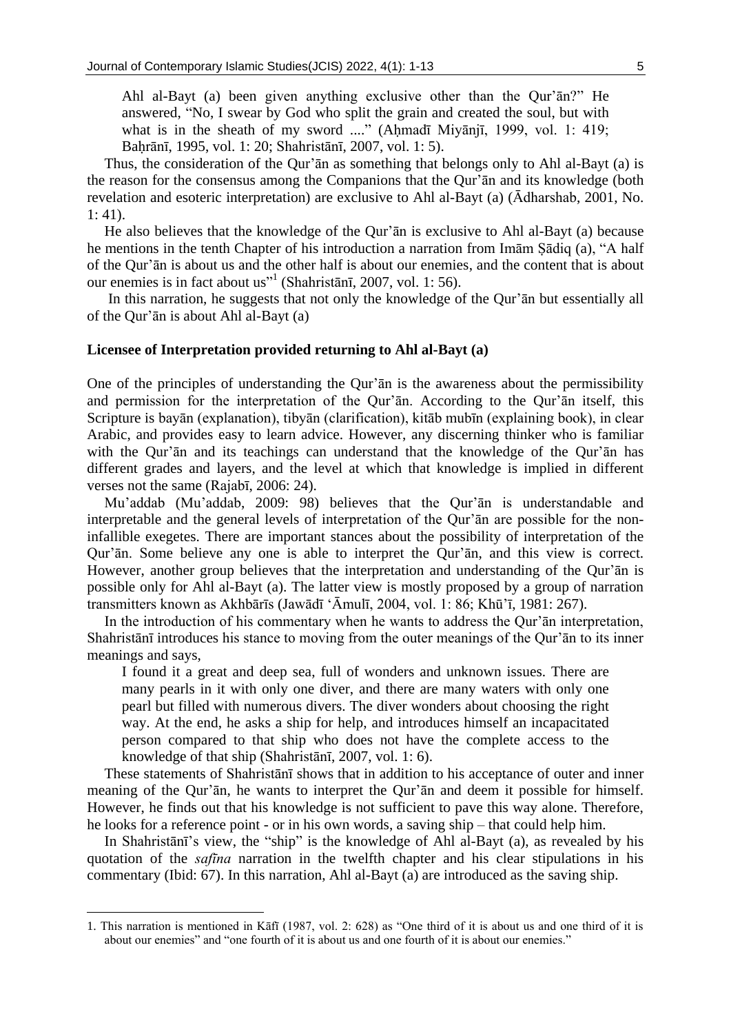Ahl al-Bayt (a) been given anything exclusive other than the Qur'ān?" He answered, "No, I swear by God who split the grain and created the soul, but with what is in the sheath of my sword ...." (Aḥmadī Miyānjī, 1999, vol. 1: 419; Baḥrānī, 1995, vol. 1: 20; Shahristānī, 2007, vol. 1: 5).

Thus, the consideration of the Qur'ān as something that belongs only to Ahl al-Bayt (a) is the reason for the consensus among the Companions that the Qur'ān and its knowledge (both revelation and esoteric interpretation) are exclusive to Ahl al-Bayt (a) (Ādharshab, 2001, No. 1: 41).

He also believes that the knowledge of the Qur'ān is exclusive to Ahl al-Bayt (a) because he mentions in the tenth Chapter of his introduction a narration from Imām Ṣādiq (a), "A half of the Qur'ān is about us and the other half is about our enemies, and the content that is about our enemies is in fact about us"[1] (Shahristānī, 2007, vol. 1: 56).

In this narration, he suggests that not only the knowledge of the Qur'ān but essentially all of the Qur'ān is about Ahl al-Bayt (a)

**Licensee of Interpretation provided returning to Ahl al-Bayt (a)**

One of the principles of understanding the Qur'ān is the awareness about the permissibility and permission for the interpretation of the Qur'ān. According to the Qur'ān itself, this Scripture is bayān (explanation), tibyān (clarification), kitāb mubīn (explaining book), in clear Arabic, and provides easy to learn advice. However, any discerning thinker who is familiar with the Qur'ān and its teachings can understand that the knowledge of the Qur'ān has different grades and layers, and the level at which that knowledge is implied in different verses not the same (Rajabī, 2006: 24).

Mu'addab (Mu'addab, 2009: 98) believes that the Qur'ān is understandable and interpretable and the general levels of interpretation of the Qur'ān are possible for the non-infallible exegetes. There are important stances about the possibility of interpretation of the Qur'ān. Some believe any one is able to interpret the Qur'ān, and this view is correct. However, another group believes that the interpretation and understanding of the Qur'ān is possible only for Ahl al-Bayt (a). The latter view is mostly proposed by a group of narration transmitters known as Akhbārīs (Jawādī 'Āmulī, 2004, vol. 1: 86; Khū'ī, 1981: 267).

In the introduction of his commentary when he wants to address the Qur'ān interpretation, Shahristānī introduces his stance to moving from the outer meanings of the Qur'ān to its inner meanings and says,

> I found it a great and deep sea, full of wonders and unknown issues. There are many pearls in it with only one diver, and there are many waters with only one pearl but filled with numerous divers. The diver wonders about choosing the right way. At the end, he asks a ship for help, and introduces himself an incapacitated person compared to that ship who does not have the complete access to the knowledge of that ship (Shahristānī, 2007, vol. 1: 6).

These statements of Shahristānī shows that in addition to his acceptance of outer and inner meaning of the Qur'ān, he wants to interpret the Qur'ān and deem it possible for himself. However, he finds out that his knowledge is not sufficient to pave this way alone. Therefore, he looks for a reference point - or in his own words, a saving ship – that could help him.

In Shahristānī's view, the "ship" is the knowledge of Ahl al-Bayt (a), as revealed by his quotation of the *safīna* narration in the twelfth chapter and his clear stipulations in his commentary (Ibid: 67). In this narration, Ahl al-Bayt (a) are introduced as the saving ship.

---

1. This narration is mentioned in Kāfī (1987, vol. 2: 628) as "One third of it is about us and one third of it is about our enemies" and "one fourth of it is about us and one fourth of it is about our enemies."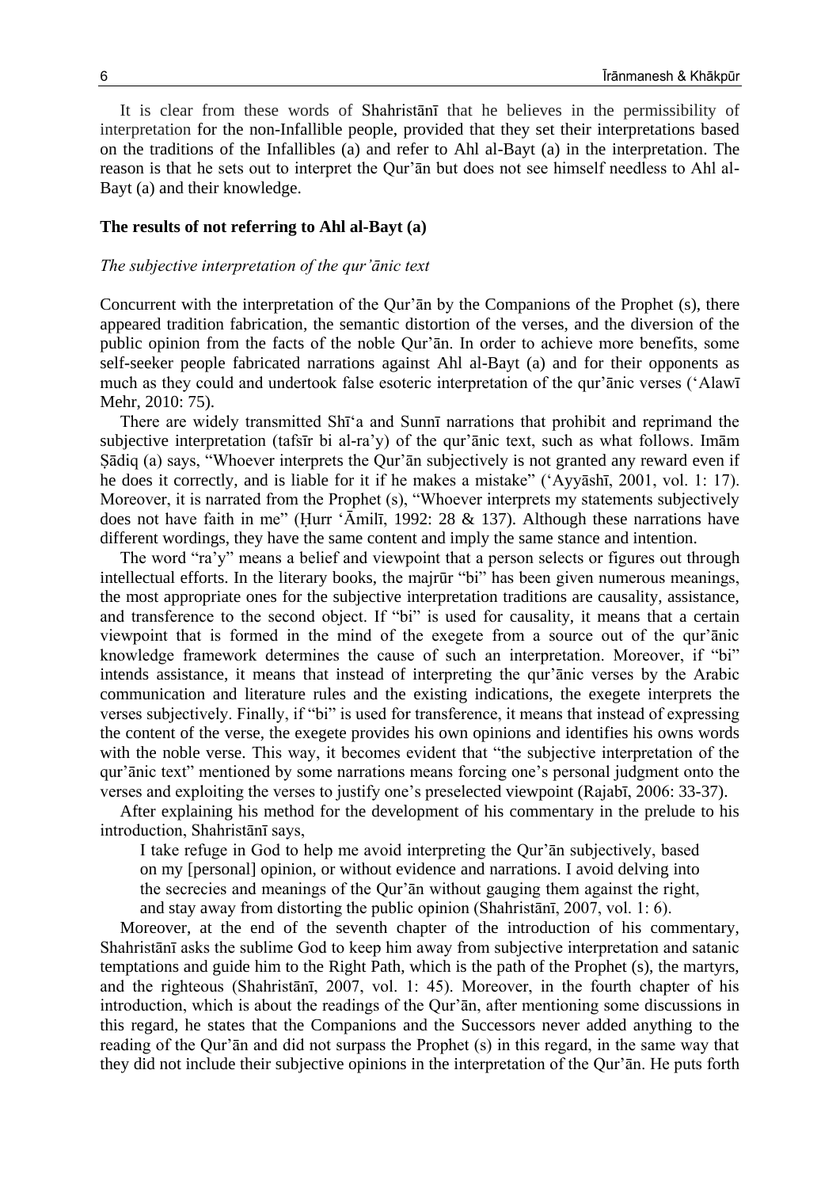It is clear from these words of Shahristānī that he believes in the permissibility of interpretation for the non-Infallible people, provided that they set their interpretations based on the traditions of the Infallibles (a) and refer to Ahl al-Bayt (a) in the interpretation. The reason is that he sets out to interpret the Qur'ān but does not see himself needless to Ahl al-Bayt (a) and their knowledge.

## The results of not referring to Ahl al-Bayt (a)

### *The subjective interpretation of the qur'ānic text*

Concurrent with the interpretation of the Qur'ān by the Companions of the Prophet (s), there appeared tradition fabrication, the semantic distortion of the verses, and the diversion of the public opinion from the facts of the noble Qur'ān. In order to achieve more benefits, some self-seeker people fabricated narrations against Ahl al-Bayt (a) and for their opponents as much as they could and undertook false esoteric interpretation of the qur'ānic verses ('Alawī Mehr, 2010: 75).

There are widely transmitted Shī'a and Sunnī narrations that prohibit and reprimand the subjective interpretation (tafsīr bi al-ra'y) of the qur'ānic text, such as what follows. Imām Ṣādiq (a) says, "Whoever interprets the Qur'ān subjectively is not granted any reward even if he does it correctly, and is liable for it if he makes a mistake" ('Ayyāshī, 2001, vol. 1: 17). Moreover, it is narrated from the Prophet (s), "Whoever interprets my statements subjectively does not have faith in me" (Ḥurr 'Āmilī, 1992: 28 & 137). Although these narrations have different wordings, they have the same content and imply the same stance and intention.

The word "ra'y" means a belief and viewpoint that a person selects or figures out through intellectual efforts. In the literary books, the majrūr "bi" has been given numerous meanings, the most appropriate ones for the subjective interpretation traditions are causality, assistance, and transference to the second object. If "bi" is used for causality, it means that a certain viewpoint that is formed in the mind of the exegete from a source out of the qur'ānic knowledge framework determines the cause of such an interpretation. Moreover, if "bi" intends assistance, it means that instead of interpreting the qur'ānic verses by the Arabic communication and literature rules and the existing indications, the exegete interprets the verses subjectively. Finally, if "bi" is used for transference, it means that instead of expressing the content of the verse, the exegete provides his own opinions and identifies his owns words with the noble verse. This way, it becomes evident that "the subjective interpretation of the qur'ānic text" mentioned by some narrations means forcing one's personal judgment onto the verses and exploiting the verses to justify one's preselected viewpoint (Rajabī, 2006: 33-37).

After explaining his method for the development of his commentary in the prelude to his introduction, Shahristānī says,

> I take refuge in God to help me avoid interpreting the Qur'ān subjectively, based on my [personal] opinion, or without evidence and narrations. I avoid delving into the secrecies and meanings of the Qur'ān without gauging them against the right, and stay away from distorting the public opinion (Shahristānī, 2007, vol. 1: 6).

Moreover, at the end of the seventh chapter of the introduction of his commentary, Shahristānī asks the sublime God to keep him away from subjective interpretation and satanic temptations and guide him to the Right Path, which is the path of the Prophet (s), the martyrs, and the righteous (Shahristānī, 2007, vol. 1: 45). Moreover, in the fourth chapter of his introduction, which is about the readings of the Qur'ān, after mentioning some discussions in this regard, he states that the Companions and the Successors never added anything to the reading of the Qur'ān and did not surpass the Prophet (s) in this regard, in the same way that they did not include their subjective opinions in the interpretation of the Qur'ān. He puts forth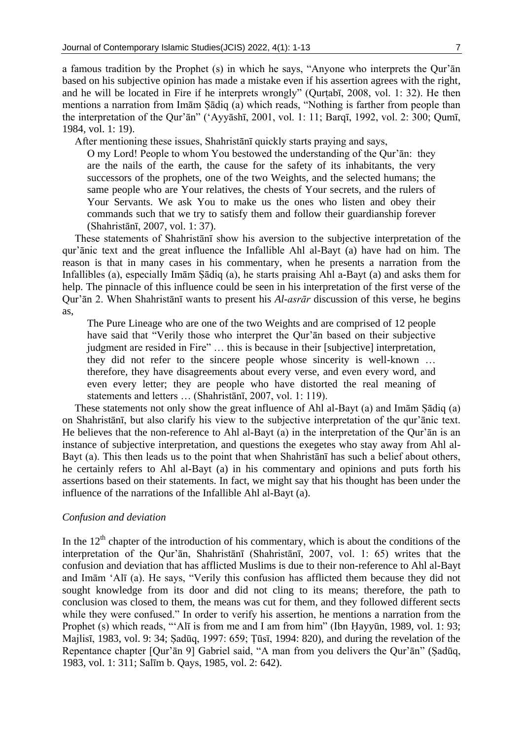a famous tradition by the Prophet (s) in which he says, "Anyone who interprets the Qur'ān based on his subjective opinion has made a mistake even if his assertion agrees with the right, and he will be located in Fire if he interprets wrongly" (Qurṭabī, 2008, vol. 1: 32). He then mentions a narration from Imām Ṣādiq (a) which reads, "Nothing is farther from people than the interpretation of the Qur'ān" ('Ayyāshī, 2001, vol. 1: 11; Barqī, 1992, vol. 2: 300; Qumī, 1984, vol. 1: 19).

After mentioning these issues, Shahristānī quickly starts praying and says,

> O my Lord! People to whom You bestowed the understanding of the Qur'ān: they are the nails of the earth, the cause for the safety of its inhabitants, the very successors of the prophets, one of the two Weights, and the selected humans; the same people who are Your relatives, the chests of Your secrets, and the rulers of Your Servants. We ask You to make us the ones who listen and obey their commands such that we try to satisfy them and follow their guardianship forever (Shahristānī, 2007, vol. 1: 37).

These statements of Shahristānī show his aversion to the subjective interpretation of the qur'ānic text and the great influence the Infallible Ahl al-Bayt (a) have had on him. The reason is that in many cases in his commentary, when he presents a narration from the Infallibles (a), especially Imām Ṣādiq (a), he starts praising Ahl a-Bayt (a) and asks them for help. The pinnacle of this influence could be seen in his interpretation of the first verse of the Qur'ān 2. When Shahristānī wants to present his *Al-asrār* discussion of this verse, he begins as,

> The Pure Lineage who are one of the two Weights and are comprised of 12 people have said that "Verily those who interpret the Qur'ān based on their subjective judgment are resided in Fire" … this is because in their [subjective] interpretation, they did not refer to the sincere people whose sincerity is well-known … therefore, they have disagreements about every verse, and even every word, and even every letter; they are people who have distorted the real meaning of statements and letters … (Shahristānī, 2007, vol. 1: 119).

These statements not only show the great influence of Ahl al-Bayt (a) and Imām Ṣādiq (a) on Shahristānī, but also clarify his view to the subjective interpretation of the qur'ānic text. He believes that the non-reference to Ahl al-Bayt (a) in the interpretation of the Qur'ān is an instance of subjective interpretation, and questions the exegetes who stay away from Ahl al-Bayt (a). This then leads us to the point that when Shahristānī has such a belief about others, he certainly refers to Ahl al-Bayt (a) in his commentary and opinions and puts forth his assertions based on their statements. In fact, we might say that his thought has been under the influence of the narrations of the Infallible Ahl al-Bayt (a).

*Confusion and deviation*

In the 12th chapter of the introduction of his commentary, which is about the conditions of the interpretation of the Qur'ān, Shahristānī (Shahristānī, 2007, vol. 1: 65) writes that the confusion and deviation that has afflicted Muslims is due to their non-reference to Ahl al-Bayt and Imām 'Alī (a). He says, "Verily this confusion has afflicted them because they did not sought knowledge from its door and did not cling to its means; therefore, the path to conclusion was closed to them, the means was cut for them, and they followed different sects while they were confused." In order to verify his assertion, he mentions a narration from the Prophet (s) which reads, "'Alī is from me and I am from him" (Ibn Ḥayyūn, 1989, vol. 1: 93; Majlisī, 1983, vol. 9: 34; Ṣadūq, 1997: 659; Ṭūsī, 1994: 820), and during the revelation of the Repentance chapter [Qur'ān 9] Gabriel said, "A man from you delivers the Qur'ān" (Ṣadūq, 1983, vol. 1: 311; Salīm b. Qays, 1985, vol. 2: 642).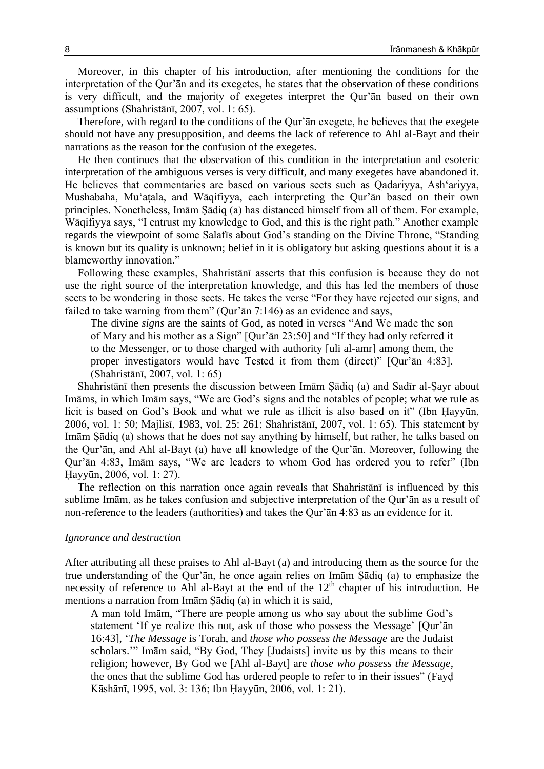Moreover, in this chapter of his introduction, after mentioning the conditions for the interpretation of the Qur'ān and its exegetes, he states that the observation of these conditions is very difficult, and the majority of exegetes interpret the Qur'ān based on their own assumptions (Shahristānī, 2007, vol. 1: 65).

Therefore, with regard to the conditions of the Qur'ān exegete, he believes that the exegete should not have any presupposition, and deems the lack of reference to Ahl al-Bayt and their narrations as the reason for the confusion of the exegetes.

He then continues that the observation of this condition in the interpretation and esoteric interpretation of the ambiguous verses is very difficult, and many exegetes have abandoned it. He believes that commentaries are based on various sects such as Qadariyya, Ash'ariyya, Mushabaha, Mu'aṭala, and Wāqifiyya, each interpreting the Qur'ān based on their own principles. Nonetheless, Imām Ṣādiq (a) has distanced himself from all of them. For example, Wāqifiyya says, "I entrust my knowledge to God, and this is the right path." Another example regards the viewpoint of some Salafīs about God's standing on the Divine Throne, "Standing is known but its quality is unknown; belief in it is obligatory but asking questions about it is a blameworthy innovation."

Following these examples, Shahristānī asserts that this confusion is because they do not use the right source of the interpretation knowledge, and this has led the members of those sects to be wondering in those sects. He takes the verse "For they have rejected our signs, and failed to take warning from them" (Qur'ān 7:146) as an evidence and says,

> The divine *signs* are the saints of God, as noted in verses "And We made the son of Mary and his mother as a Sign" [Qur'ān 23:50] and "If they had only referred it to the Messenger, or to those charged with authority [uli al-amr] among them, the proper investigators would have Tested it from them (direct)" [Qur'ān 4:83]. (Shahristānī, 2007, vol. 1: 65)

Shahristānī then presents the discussion between Imām Ṣādiq (a) and Sadīr al-Ṣayr about Imāms, in which Imām says, "We are God's signs and the notables of people; what we rule as licit is based on God's Book and what we rule as illicit is also based on it" (Ibn Ḥayyūn, 2006, vol. 1: 50; Majlisī, 1983, vol. 25: 261; Shahristānī, 2007, vol. 1: 65). This statement by Imām Ṣādiq (a) shows that he does not say anything by himself, but rather, he talks based on the Qur'ān, and Ahl al-Bayt (a) have all knowledge of the Qur'ān. Moreover, following the Qur'ān 4:83, Imām says, "We are leaders to whom God has ordered you to refer" (Ibn Ḥayyūn, 2006, vol. 1: 27).

The reflection on this narration once again reveals that Shahristānī is influenced by this sublime Imām, as he takes confusion and subjective interpretation of the Qur'ān as a result of non-reference to the leaders (authorities) and takes the Qur'ān 4:83 as an evidence for it.

*Ignorance and destruction*

After attributing all these praises to Ahl al-Bayt (a) and introducing them as the source for the true understanding of the Qur'ān, he once again relies on Imām Ṣādiq (a) to emphasize the necessity of reference to Ahl al-Bayt at the end of the 12th chapter of his introduction. He mentions a narration from Imām Ṣādiq (a) in which it is said,

> A man told Imām, "There are people among us who say about the sublime God's statement 'If ye realize this not, ask of those who possess the Message' [Qur'ān 16:43], '*The Message* is Torah, and *those who possess the Message* are the Judaist scholars.'" Imām said, "By God, They [Judaists] invite us by this means to their religion; however, By God we [Ahl al-Bayt] are *those who possess the Message*, the ones that the sublime God has ordered people to refer to in their issues" (Fayḍ Kāshānī, 1995, vol. 3: 136; Ibn Ḥayyūn, 2006, vol. 1: 21).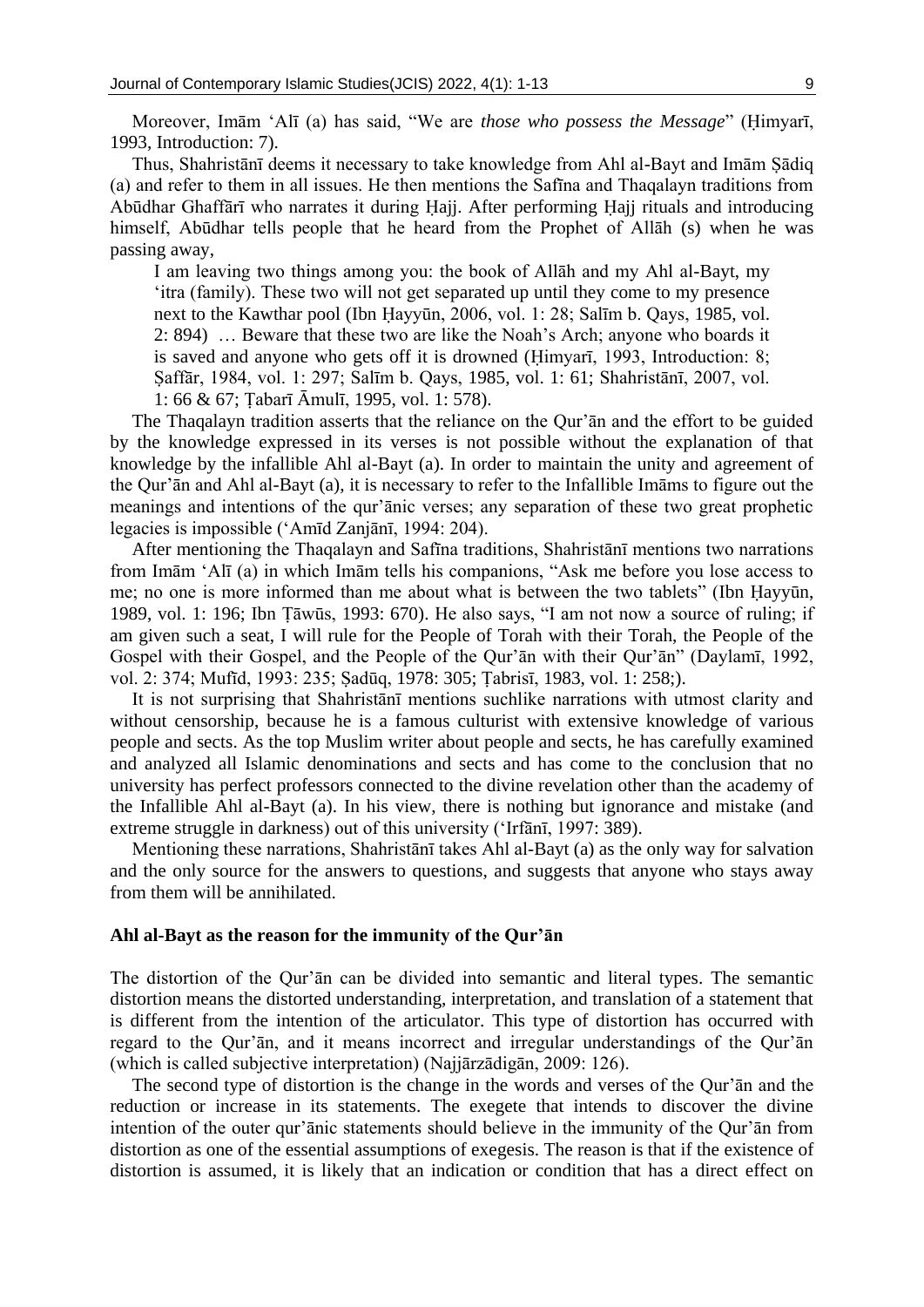Moreover, Imām ʿAlī (a) has said, "We are *those who possess the Message*" (Ḥimyarī, 1993, Introduction: 7).

Thus, Shahristānī deems it necessary to take knowledge from Ahl al-Bayt and Imām Ṣādiq (a) and refer to them in all issues. He then mentions the Safīna and Thaqalayn traditions from Abūdhar Ghaffārī who narrates it during Ḥajj. After performing Ḥajj rituals and introducing himself, Abūdhar tells people that he heard from the Prophet of Allāh (s) when he was passing away,

> I am leaving two things among you: the book of Allāh and my Ahl al-Bayt, my ʿitra (family). These two will not get separated up until they come to my presence next to the Kawthar pool (Ibn Ḥayyūn, 2006, vol. 1: 28; Salīm b. Qays, 1985, vol. 2: 894) … Beware that these two are like the Noah's Arch; anyone who boards it is saved and anyone who gets off it is drowned (Ḥimyarī, 1993, Introduction: 8; Ṣaffār, 1984, vol. 1: 297; Salīm b. Qays, 1985, vol. 1: 61; Shahristānī, 2007, vol. 1: 66 & 67; Ṭabarī Āmulī, 1995, vol. 1: 578).

The Thaqalayn tradition asserts that the reliance on the Qur'ān and the effort to be guided by the knowledge expressed in its verses is not possible without the explanation of that knowledge by the infallible Ahl al-Bayt (a). In order to maintain the unity and agreement of the Qur'ān and Ahl al-Bayt (a), it is necessary to refer to the Infallible Imāms to figure out the meanings and intentions of the qur'ānic verses; any separation of these two great prophetic legacies is impossible (ʿAmīd Zanjānī, 1994: 204).

After mentioning the Thaqalayn and Safīna traditions, Shahristānī mentions two narrations from Imām ʿAlī (a) in which Imām tells his companions, "Ask me before you lose access to me; no one is more informed than me about what is between the two tablets" (Ibn Ḥayyūn, 1989, vol. 1: 196; Ibn Ṭāwūs, 1993: 670). He also says, "I am not now a source of ruling; if am given such a seat, I will rule for the People of Torah with their Torah, the People of the Gospel with their Gospel, and the People of the Qur'ān with their Qur'ān" (Daylamī, 1992, vol. 2: 374; Mufīd, 1993: 235; Ṣadūq, 1978: 305; Ṭabrisī, 1983, vol. 1: 258;).

It is not surprising that Shahristānī mentions suchlike narrations with utmost clarity and without censorship, because he is a famous culturist with extensive knowledge of various people and sects. As the top Muslim writer about people and sects, he has carefully examined and analyzed all Islamic denominations and sects and has come to the conclusion that no university has perfect professors connected to the divine revelation other than the academy of the Infallible Ahl al-Bayt (a). In his view, there is nothing but ignorance and mistake (and extreme struggle in darkness) out of this university (ʿIrfānī, 1997: 389).

Mentioning these narrations, Shahristānī takes Ahl al-Bayt (a) as the only way for salvation and the only source for the answers to questions, and suggests that anyone who stays away from them will be annihilated.

### Ahl al-Bayt as the reason for the immunity of the Qur'ān

The distortion of the Qur'ān can be divided into semantic and literal types. The semantic distortion means the distorted understanding, interpretation, and translation of a statement that is different from the intention of the articulator. This type of distortion has occurred with regard to the Qur'ān, and it means incorrect and irregular understandings of the Qur'ān (which is called subjective interpretation) (Najjārzādigān, 2009: 126).

The second type of distortion is the change in the words and verses of the Qur'ān and the reduction or increase in its statements. The exegete that intends to discover the divine intention of the outer qur'ānic statements should believe in the immunity of the Qur'ān from distortion as one of the essential assumptions of exegesis. The reason is that if the existence of distortion is assumed, it is likely that an indication or condition that has a direct effect on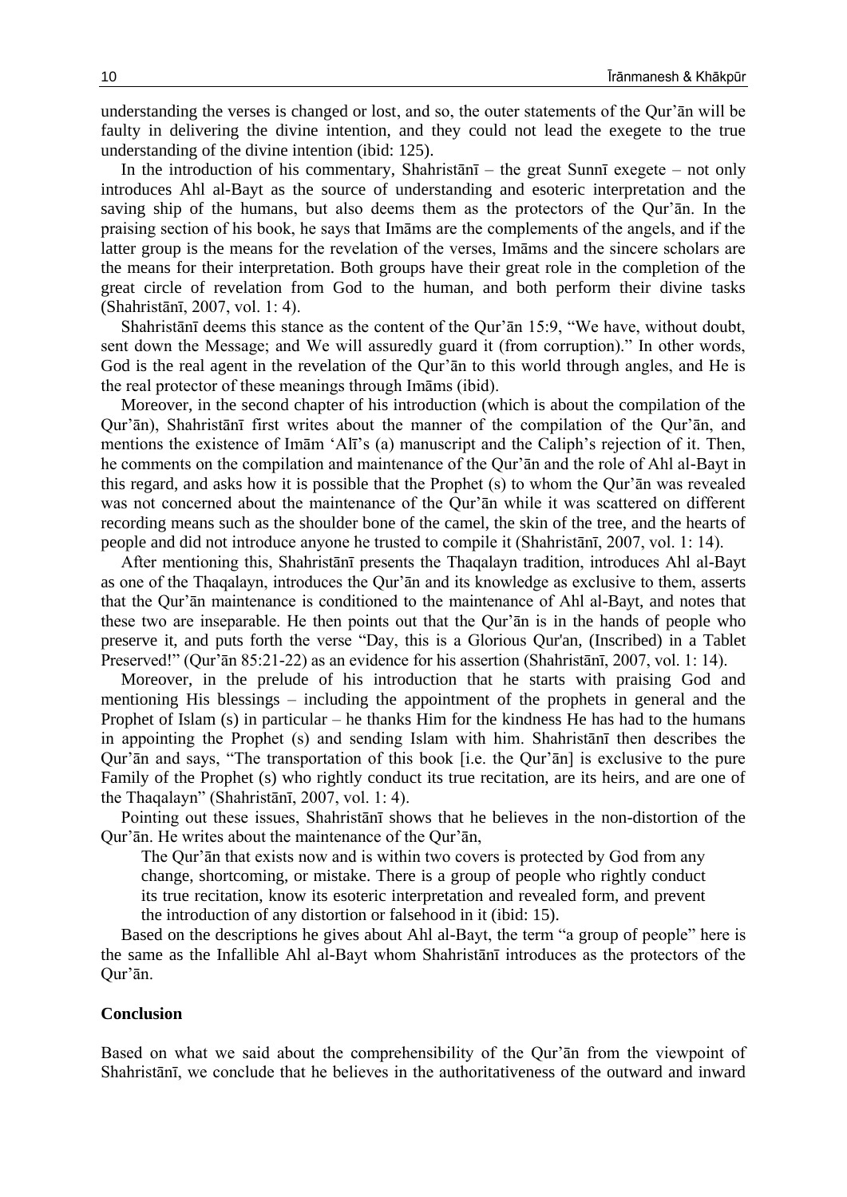understanding the verses is changed or lost, and so, the outer statements of the Qur'ān will be faulty in delivering the divine intention, and they could not lead the exegete to the true understanding of the divine intention (ibid: 125).

In the introduction of his commentary, Shahristānī – the great Sunnī exegete – not only introduces Ahl al-Bayt as the source of understanding and esoteric interpretation and the saving ship of the humans, but also deems them as the protectors of the Qur'ān. In the praising section of his book, he says that Imāms are the complements of the angels, and if the latter group is the means for the revelation of the verses, Imāms and the sincere scholars are the means for their interpretation. Both groups have their great role in the completion of the great circle of revelation from God to the human, and both perform their divine tasks (Shahristānī, 2007, vol. 1: 4).

Shahristānī deems this stance as the content of the Qur'ān 15:9, "We have, without doubt, sent down the Message; and We will assuredly guard it (from corruption)." In other words, God is the real agent in the revelation of the Qur'ān to this world through angles, and He is the real protector of these meanings through Imāms (ibid).

Moreover, in the second chapter of his introduction (which is about the compilation of the Qur'ān), Shahristānī first writes about the manner of the compilation of the Qur'ān, and mentions the existence of Imām 'Alī's (a) manuscript and the Caliph's rejection of it. Then, he comments on the compilation and maintenance of the Qur'ān and the role of Ahl al-Bayt in this regard, and asks how it is possible that the Prophet (s) to whom the Qur'ān was revealed was not concerned about the maintenance of the Qur'ān while it was scattered on different recording means such as the shoulder bone of the camel, the skin of the tree, and the hearts of people and did not introduce anyone he trusted to compile it (Shahristānī, 2007, vol. 1: 14).

After mentioning this, Shahristānī presents the Thaqalayn tradition, introduces Ahl al-Bayt as one of the Thaqalayn, introduces the Qur'ān and its knowledge as exclusive to them, asserts that the Qur'ān maintenance is conditioned to the maintenance of Ahl al-Bayt, and notes that these two are inseparable. He then points out that the Qur'ān is in the hands of people who preserve it, and puts forth the verse "Day, this is a Glorious Qur'an, (Inscribed) in a Tablet Preserved!" (Qur'ān 85:21-22) as an evidence for his assertion (Shahristānī, 2007, vol. 1: 14).

Moreover, in the prelude of his introduction that he starts with praising God and mentioning His blessings – including the appointment of the prophets in general and the Prophet of Islam (s) in particular – he thanks Him for the kindness He has had to the humans in appointing the Prophet (s) and sending Islam with him. Shahristānī then describes the Qur'ān and says, "The transportation of this book [i.e. the Qur'ān] is exclusive to the pure Family of the Prophet (s) who rightly conduct its true recitation, are its heirs, and are one of the Thaqalayn" (Shahristānī, 2007, vol. 1: 4).

Pointing out these issues, Shahristānī shows that he believes in the non-distortion of the Qur'ān. He writes about the maintenance of the Qur'ān,

> The Qur'ān that exists now and is within two covers is protected by God from any change, shortcoming, or mistake. There is a group of people who rightly conduct its true recitation, know its esoteric interpretation and revealed form, and prevent the introduction of any distortion or falsehood in it (ibid: 15).

Based on the descriptions he gives about Ahl al-Bayt, the term "a group of people" here is the same as the Infallible Ahl al-Bayt whom Shahristānī introduces as the protectors of the Qur'ān.

## Conclusion

Based on what we said about the comprehensibility of the Qur'ān from the viewpoint of Shahristānī, we conclude that he believes in the authoritativeness of the outward and inward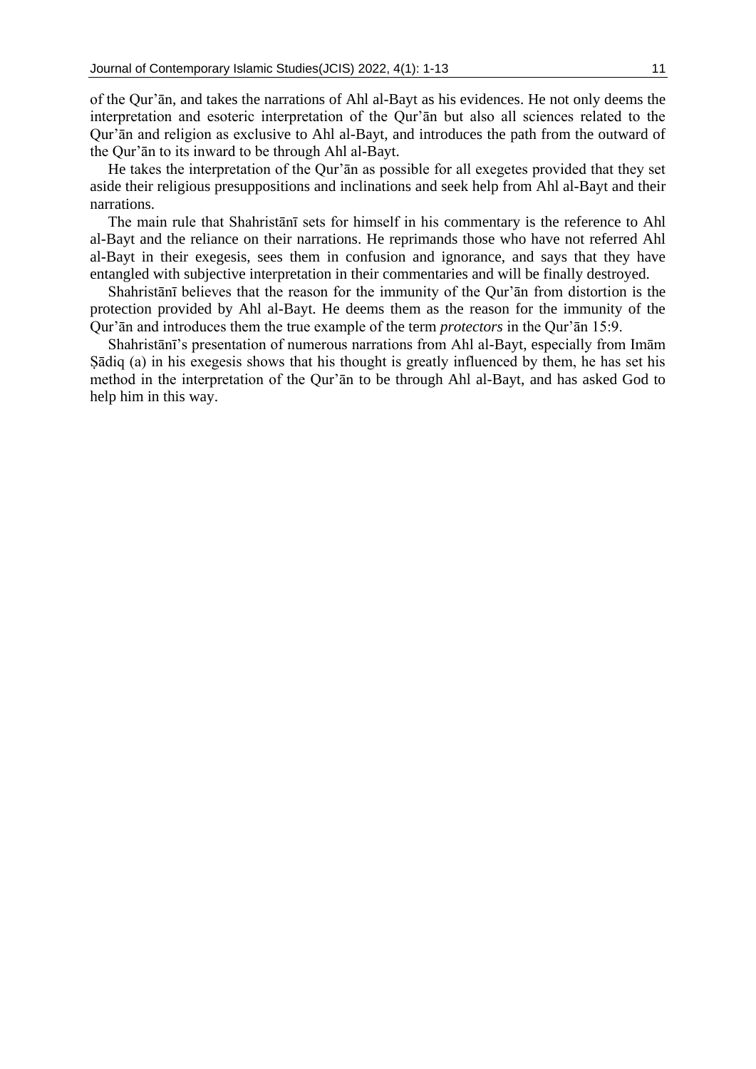of the Qur'ān, and takes the narrations of Ahl al-Bayt as his evidences. He not only deems the interpretation and esoteric interpretation of the Qur'ān but also all sciences related to the Qur'ān and religion as exclusive to Ahl al-Bayt, and introduces the path from the outward of the Qur'ān to its inward to be through Ahl al-Bayt.

He takes the interpretation of the Qur'ān as possible for all exegetes provided that they set aside their religious presuppositions and inclinations and seek help from Ahl al-Bayt and their narrations.

The main rule that Shahristānī sets for himself in his commentary is the reference to Ahl al-Bayt and the reliance on their narrations. He reprimands those who have not referred Ahl al-Bayt in their exegesis, sees them in confusion and ignorance, and says that they have entangled with subjective interpretation in their commentaries and will be finally destroyed.

Shahristānī believes that the reason for the immunity of the Qur'ān from distortion is the protection provided by Ahl al-Bayt. He deems them as the reason for the immunity of the Qur'ān and introduces them the true example of the term *protectors* in the Qur'ān 15:9.

Shahristānī's presentation of numerous narrations from Ahl al-Bayt, especially from Imām Ṣādiq (a) in his exegesis shows that his thought is greatly influenced by them, he has set his method in the interpretation of the Qur'ān to be through Ahl al-Bayt, and has asked God to help him in this way.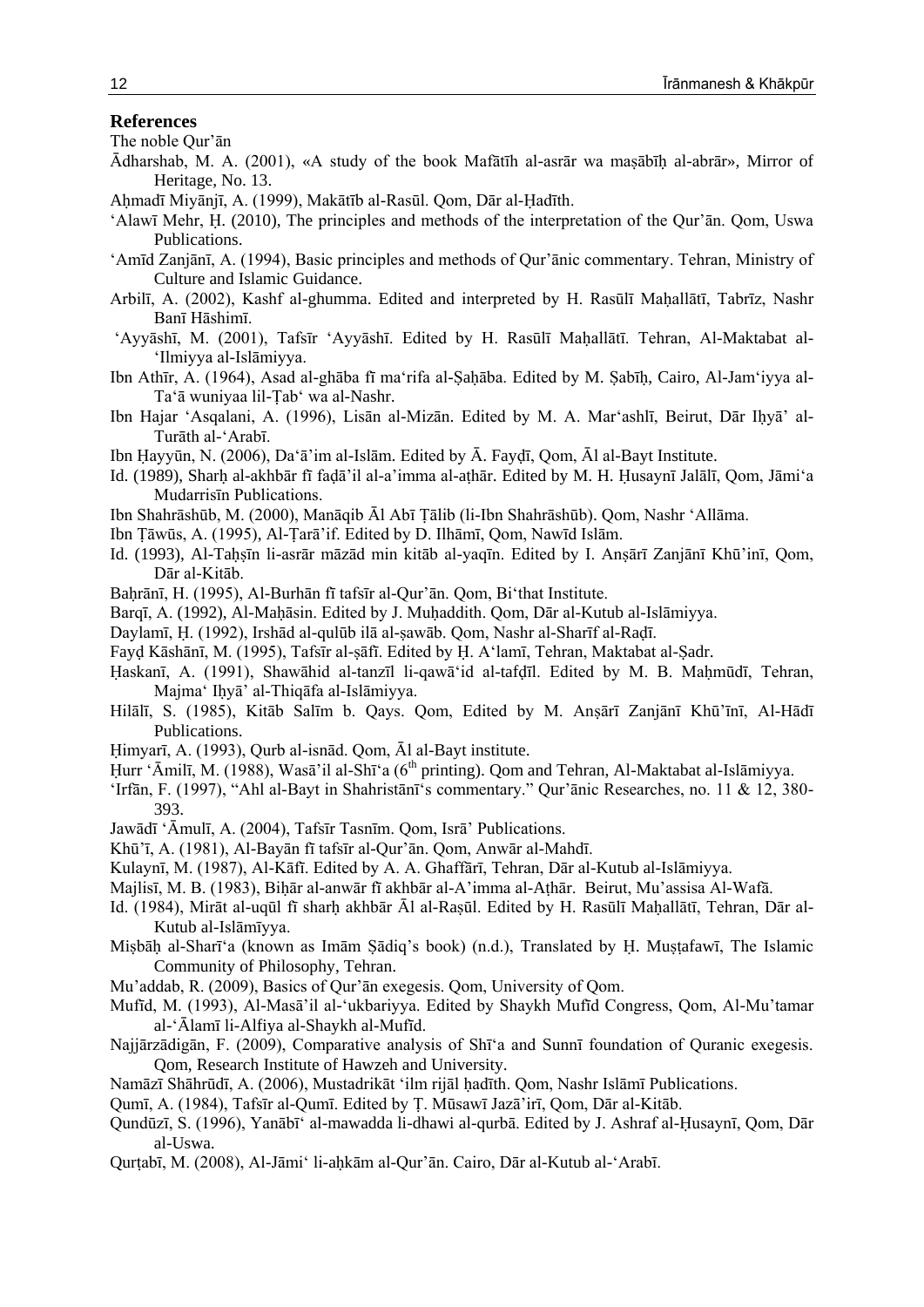## References

The noble Qur'ān

Ādharshab, M. A. (2001), «A study of the book Mafātīh al-asrār wa maṣābīḥ al-abrār», Mirror of Heritage, No. 13.

Aḥmadī Miyānjī, A. (1999), Makātīb al-Rasūl. Qom, Dār al-Ḥadīth.

'Alawī Mehr, Ḥ. (2010), The principles and methods of the interpretation of the Qur'ān. Qom, Uswa Publications.

'Amīd Zanjānī, A. (1994), Basic principles and methods of Qur'ānic commentary. Tehran, Ministry of Culture and Islamic Guidance.

Arbilī, A. (2002), Kashf al-ghumma. Edited and interpreted by H. Rasūlī Maḥallātī, Tabrīz, Nashr Banī Hāshimī.

'Ayyāshī, M. (2001), Tafsīr 'Ayyāshī. Edited by H. Rasūlī Maḥallātī. Tehran, Al-Maktabat al-'Ilmiyya al-Islāmiyya.

Ibn Athīr, A. (1964), Asad al-ghāba fī ma'rifa al-Ṣaḥāba. Edited by M. Ṣabīḥ, Cairo, Al-Jam'iyya al-Ta'ā wuniyaa lil-Ṭab' wa al-Nashr.

Ibn Hajar 'Asqalani, A. (1996), Lisān al-Mizān. Edited by M. A. Mar'ashlī, Beirut, Dār Iḥyā' al-Turāth al-'Arabī.

Ibn Ḥayyūn, N. (2006), Da'ā'im al-Islām. Edited by Ā. Fayḍī, Qom, Āl al-Bayt Institute.

Id. (1989), Sharḥ al-akhbār fī faḍā'il al-a'imma al-aṭhār. Edited by M. H. Ḥusaynī Jalālī, Qom, Jāmi'a Mudarrisīn Publications.

Ibn Shahrāshūb, M. (2000), Manāqib Āl Abī Ṭālib (li-Ibn Shahrāshūb). Qom, Nashr 'Allāma.

Ibn Ṭāwūs, A. (1995), Al-Ṭarā'if. Edited by D. Ilhāmī, Qom, Nawīd Islām.

Id. (1993), Al-Taḥṣīn li-asrār māzād min kitāb al-yaqīn. Edited by I. Anṣārī Zanjānī Khū'inī, Qom, Dār al-Kitāb.

Baḥrānī, H. (1995), Al-Burhān fī tafsīr al-Qur'ān. Qom, Bi'that Institute.

Barqī, A. (1992), Al-Maḥāsin. Edited by J. Muḥaddith. Qom, Dār al-Kutub al-Islāmiyya.

Daylamī, Ḥ. (1992), Irshād al-qulūb ilā al-ṣawāb. Qom, Nashr al-Sharīf al-Raḍī.

Fayḍ Kāshānī, M. (1995), Tafsīr al-ṣāfī. Edited by Ḥ. A'lamī, Tehran, Maktabat al-Ṣadr.

Ḥaskanī, A. (1991), Shawāhid al-tanzīl li-qawā'id al-tafḍīl. Edited by M. B. Maḥmūdī, Tehran, Majma' Iḥyā' al-Thiqāfa al-Islāmiyya.

Hilālī, S. (1985), Kitāb Salīm b. Qays. Qom, Edited by M. Anṣārī Zanjānī Khū'īnī, Al-Hādī Publications.

Ḥimyarī, A. (1993), Qurb al-isnād. Qom, Āl al-Bayt institute.

Ḥurr 'Āmilī, M. (1988), Wasā'il al-Shī'a (6th printing). Qom and Tehran, Al-Maktabat al-Islāmiyya.

'Irfān, F. (1997), "Ahl al-Bayt in Shahristānī's commentary." Qur'ānic Researches, no. 11 & 12, 380-393.

Jawādī 'Āmulī, A. (2004), Tafsīr Tasnīm. Qom, Isrā' Publications.

Khū'ī, A. (1981), Al-Bayān fī tafsīr al-Qur'ān. Qom, Anwār al-Mahdī.

Kulaynī, M. (1987), Al-Kāfī. Edited by A. A. Ghaffārī, Tehran, Dār al-Kutub al-Islāmiyya.

Majlisī, M. B. (1983), Biḥār al-anwār fī akhbār al-A'imma al-Aṭhār. Beirut, Mu'assisa Al-Wafā.

Id. (1984), Mirāt al-uqūl fī sharḥ akhbār Āl al-Raṣūl. Edited by H. Rasūlī Maḥallātī, Tehran, Dār al-Kutub al-Islāmīyya.

Miṣbāḥ al-Sharī'a (known as Imām Ṣādiq's book) (n.d.), Translated by Ḥ. Muṣṭafawī, The Islamic Community of Philosophy, Tehran.

Mu'addab, R. (2009), Basics of Qur'ān exegesis. Qom, University of Qom.

Mufīd, M. (1993), Al-Masā'il al-'ukbariyya. Edited by Shaykh Mufīd Congress, Qom, Al-Mu'tamar al-'Ālamī li-Alfiya al-Shaykh al-Mufīd.

Najjārzādigān, F. (2009), Comparative analysis of Shī'a and Sunnī foundation of Quranic exegesis. Qom, Research Institute of Hawzeh and University.

Namāzī Shāhrūdī, A. (2006), Mustadrikāt 'ilm rijāl ḥadīth. Qom, Nashr Islāmī Publications.

Qumī, A. (1984), Tafsīr al-Qumī. Edited by Ṭ. Mūsawī Jazā'irī, Qom, Dār al-Kitāb.

Qundūzī, S. (1996), Yanābī' al-mawadda li-dhawi al-qurbā. Edited by J. Ashraf al-Ḥusaynī, Qom, Dār al-Uswa.

Qurṭabī, M. (2008), Al-Jāmi' li-aḥkām al-Qur'ān. Cairo, Dār al-Kutub al-'Arabī.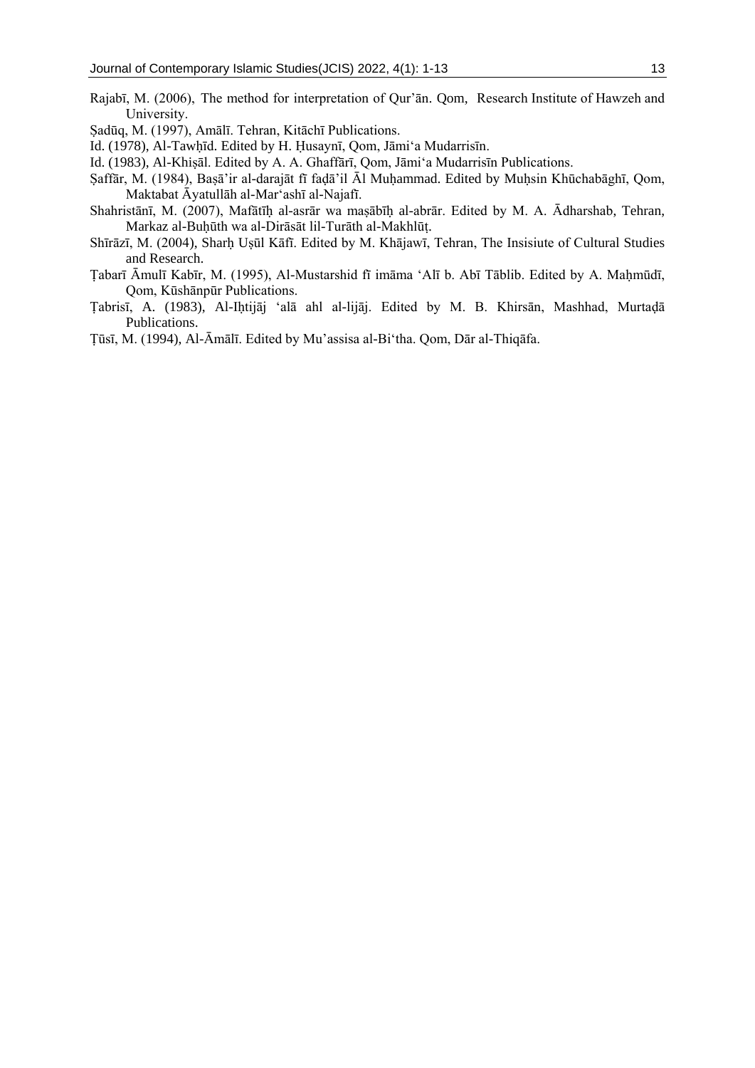Rajabī, M. (2006), The method for interpretation of Qur'ān. Qom, Research Institute of Hawzeh and University.

Ṣadūq, M. (1997), Amālī. Tehran, Kitāchī Publications.

Id. (1978), Al-Tawḥīd. Edited by H. Ḥusaynī, Qom, Jāmi'a Mudarrisīn.

Id. (1983), Al-Khiṣāl. Edited by A. A. Ghaffārī, Qom, Jāmi'a Mudarrisīn Publications.

Ṣaffār, M. (1984), Baṣā'ir al-darajāt fī faḍā'il Āl Muḥammad. Edited by Muḥsin Khūchabāghī, Qom, Maktabat Āyatullāh al-Mar'ashī al-Najafī.

Shahristānī, M. (2007), Mafātīḥ al-asrār wa maṣābīḥ al-abrār. Edited by M. A. Ādharshab, Tehran, Markaz al-Buḥūth wa al-Dirāsāt lil-Turāth al-Makhlūṭ.

Shīrāzī, M. (2004), Sharḥ Uṣūl Kāfī. Edited by M. Khājawī, Tehran, The Insisiute of Cultural Studies and Research.

Ṭabarī Āmulī Kabīr, M. (1995), Al-Mustarshid fī imāma 'Alī b. Abī Tāblib. Edited by A. Maḥmūdī, Qom, Kūshānpūr Publications.

Ṭabrisī, A. (1983), Al-Iḥtijāj 'alā ahl al-lijāj. Edited by M. B. Khirsān, Mashhad, Murtaḍā Publications.

Ṭūsī, M. (1994), Al-Āmālī. Edited by Mu'assisa al-Bi'tha. Qom, Dār al-Thiqāfa.